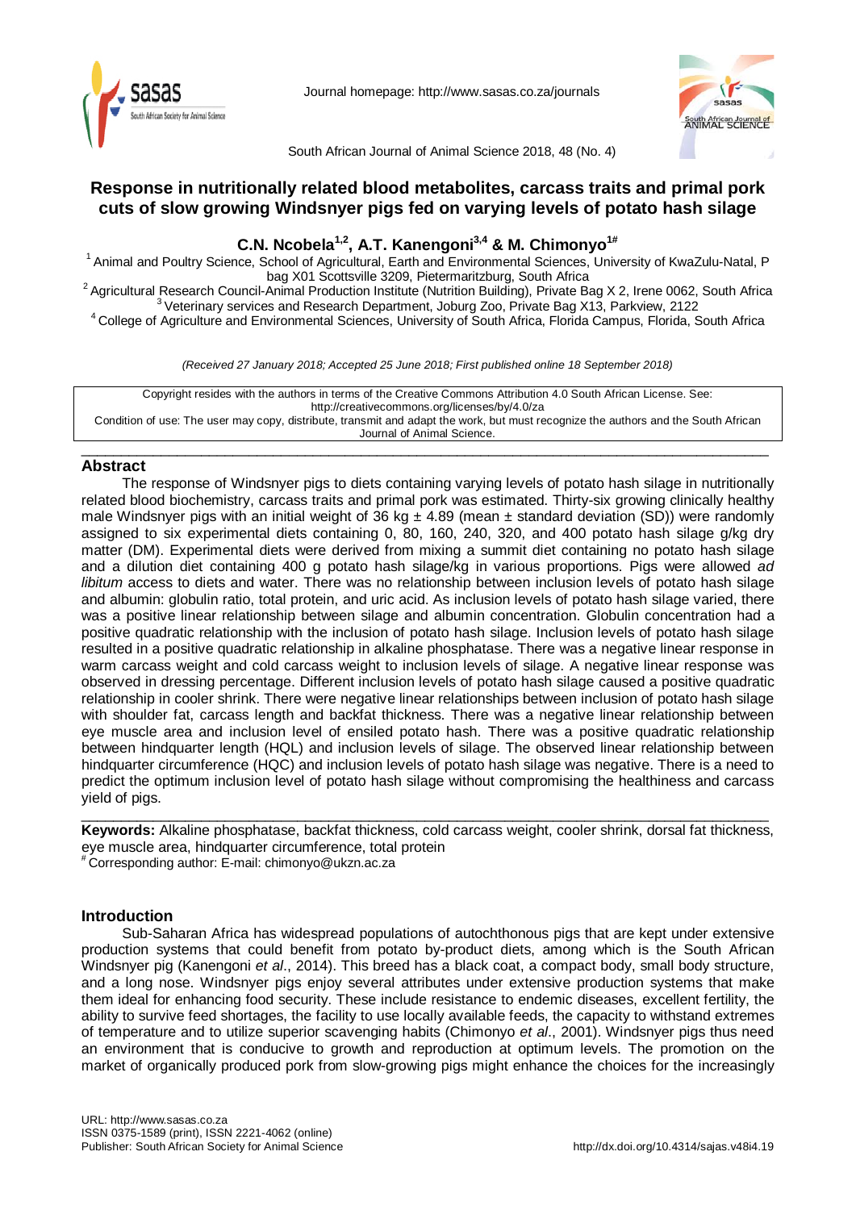# Response in nutritionally related blood metabolites, carcass traits and primal pork cuts of slow growing Windsnyer pigs fed on varying levels of potato hash silage

**C.N. Ncobela[1,2], A.T. Kanengoni[3,4] & M. Chimonyo[1#]**

[1] Animal and Poultry Science, School of Agricultural, Earth and Environmental Sciences, University of KwaZulu-Natal, P bag X01 Scottsville 3209, Pietermaritzburg, South Africa
[2] Agricultural Research Council-Animal Production Institute (Nutrition Building), Private Bag X 2, Irene 0062, South Africa
[3] Veterinary services and Research Department, Joburg Zoo, Private Bag X13, Parkview, 2122
[4] College of Agriculture and Environmental Sciences, University of South Africa, Florida Campus, Florida, South Africa

*(Received 27 January 2018; Accepted 25 June 2018; First published online 18 September 2018)*

Copyright resides with the authors in terms of the Creative Commons Attribution 4.0 South African License. See: http://creativecommons.org/licenses/by/4.0/za
Condition of use: The user may copy, distribute, transmit and adapt the work, but must recognize the authors and the South African Journal of Animal Science.

## Abstract

The response of Windsnyer pigs to diets containing varying levels of potato hash silage in nutritionally related blood biochemistry, carcass traits and primal pork was estimated. Thirty-six growing clinically healthy male Windsnyer pigs with an initial weight of 36 kg ± 4.89 (mean ± standard deviation (SD)) were randomly assigned to six experimental diets containing 0, 80, 160, 240, 320, and 400 potato hash silage g/kg dry matter (DM). Experimental diets were derived from mixing a summit diet containing no potato hash silage and a dilution diet containing 400 g potato hash silage/kg in various proportions. Pigs were allowed *ad libitum* access to diets and water. There was no relationship between inclusion levels of potato hash silage and albumin: globulin ratio, total protein, and uric acid. As inclusion levels of potato hash silage varied, there was a positive linear relationship between silage and albumin concentration. Globulin concentration had a positive quadratic relationship with the inclusion of potato hash silage. Inclusion levels of potato hash silage resulted in a positive quadratic relationship in alkaline phosphatase. There was a negative linear response in warm carcass weight and cold carcass weight to inclusion levels of silage. A negative linear response was observed in dressing percentage. Different inclusion levels of potato hash silage caused a positive quadratic relationship in cooler shrink. There were negative linear relationships between inclusion of potato hash silage with shoulder fat, carcass length and backfat thickness. There was a negative linear relationship between eye muscle area and inclusion level of ensiled potato hash. There was a positive quadratic relationship between hindquarter length (HQL) and inclusion levels of silage. The observed linear relationship between hindquarter circumference (HQC) and inclusion levels of potato hash silage was negative. There is a need to predict the optimum inclusion level of potato hash silage without compromising the healthiness and carcass yield of pigs.

**Keywords:** Alkaline phosphatase, backfat thickness, cold carcass weight, cooler shrink, dorsal fat thickness, eye muscle area, hindquarter circumference, total protein

[#] Corresponding author: E-mail: chimonyo@ukzn.ac.za

## Introduction

Sub-Saharan Africa has widespread populations of autochthonous pigs that are kept under extensive production systems that could benefit from potato by-product diets, among which is the South African Windsnyer pig (Kanengoni *et al*., 2014). This breed has a black coat, a compact body, small body structure, and a long nose. Windsnyer pigs enjoy several attributes under extensive production systems that make them ideal for enhancing food security. These include resistance to endemic diseases, excellent fertility, the ability to survive feed shortages, the facility to use locally available feeds, the capacity to withstand extremes of temperature and to utilize superior scavenging habits (Chimonyo *et al*., 2001). Windsnyer pigs thus need an environment that is conducive to growth and reproduction at optimum levels. The promotion on the market of organically produced pork from slow-growing pigs might enhance the choices for the increasingly

URL: http://www.sasas.co.za
ISSN 0375-1589 (print), ISSN 2221-4062 (online)
Publisher: South African Society for Animal Science
http://dx.doi.org/10.4314/sajas.v48i4.19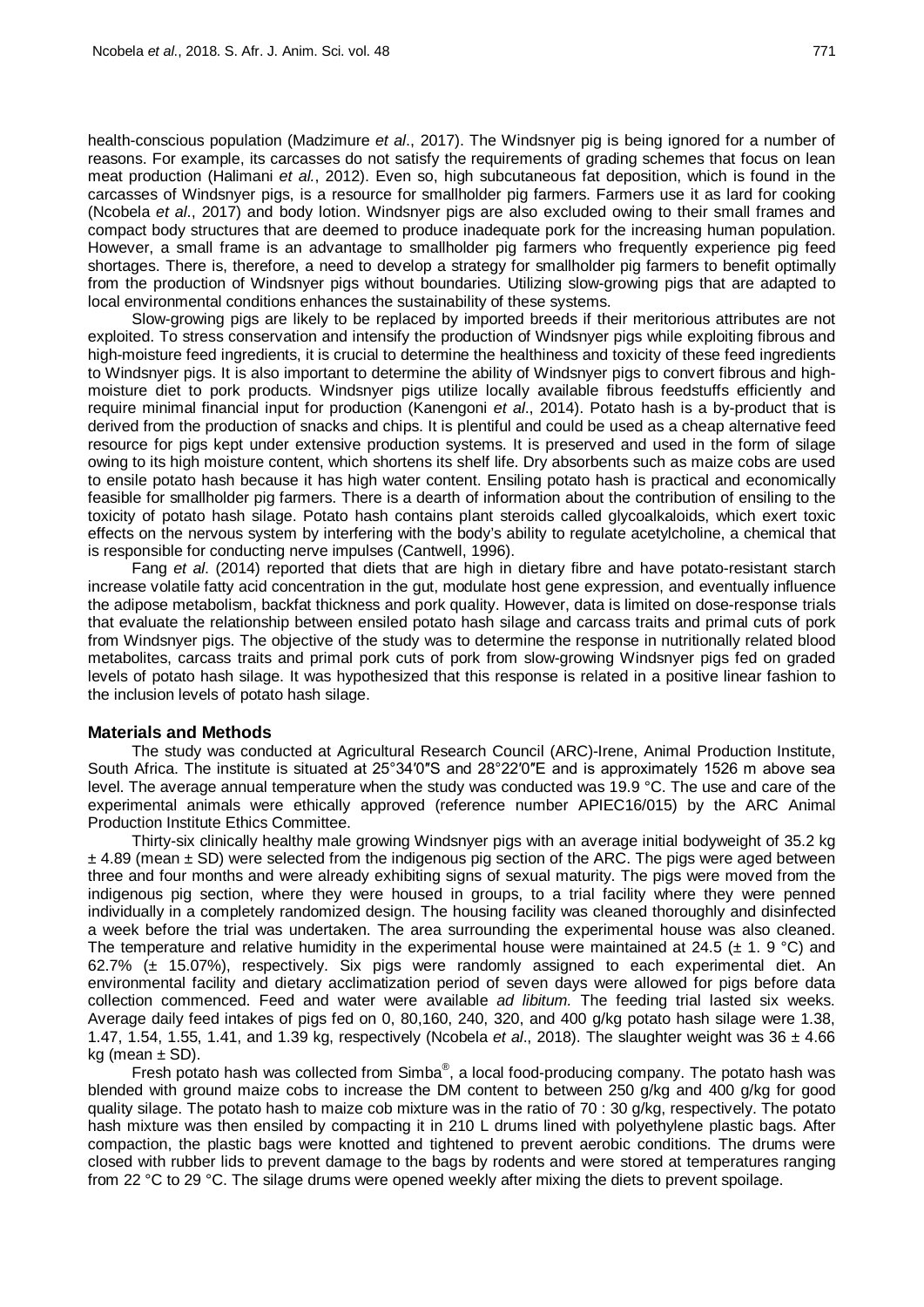health-conscious population (Madzimure *et al*., 2017). The Windsnyer pig is being ignored for a number of reasons. For example, its carcasses do not satisfy the requirements of grading schemes that focus on lean meat production (Halimani *et al*., 2012). Even so, high subcutaneous fat deposition, which is found in the carcasses of Windsnyer pigs, is a resource for smallholder pig farmers. Farmers use it as lard for cooking (Ncobela *et al*., 2017) and body lotion. Windsnyer pigs are also excluded owing to their small frames and compact body structures that are deemed to produce inadequate pork for the increasing human population. However, a small frame is an advantage to smallholder pig farmers who frequently experience pig feed shortages. There is, therefore, a need to develop a strategy for smallholder pig farmers to benefit optimally from the production of Windsnyer pigs without boundaries. Utilizing slow-growing pigs that are adapted to local environmental conditions enhances the sustainability of these systems.

Slow-growing pigs are likely to be replaced by imported breeds if their meritorious attributes are not exploited. To stress conservation and intensify the production of Windsnyer pigs while exploiting fibrous and high-moisture feed ingredients, it is crucial to determine the healthiness and toxicity of these feed ingredients to Windsnyer pigs. It is also important to determine the ability of Windsnyer pigs to convert fibrous and high-moisture diet to pork products. Windsnyer pigs utilize locally available fibrous feedstuffs efficiently and require minimal financial input for production (Kanengoni *et al*., 2014). Potato hash is a by-product that is derived from the production of snacks and chips. It is plentiful and could be used as a cheap alternative feed resource for pigs kept under extensive production systems. It is preserved and used in the form of silage owing to its high moisture content, which shortens its shelf life. Dry absorbents such as maize cobs are used to ensile potato hash because it has high water content. Ensiling potato hash is practical and economically feasible for smallholder pig farmers. There is a dearth of information about the contribution of ensiling to the toxicity of potato hash silage. Potato hash contains plant steroids called glycoalkaloids, which exert toxic effects on the nervous system by interfering with the body's ability to regulate acetylcholine, a chemical that is responsible for conducting nerve impulses (Cantwell, 1996).

Fang *et al*. (2014) reported that diets that are high in dietary fibre and have potato-resistant starch increase volatile fatty acid concentration in the gut, modulate host gene expression, and eventually influence the adipose metabolism, backfat thickness and pork quality. However, data is limited on dose-response trials that evaluate the relationship between ensiled potato hash silage and carcass traits and primal cuts of pork from Windsnyer pigs. The objective of the study was to determine the response in nutritionally related blood metabolites, carcass traits and primal pork cuts of pork from slow-growing Windsnyer pigs fed on graded levels of potato hash silage. It was hypothesized that this response is related in a positive linear fashion to the inclusion levels of potato hash silage.

## Materials and Methods

The study was conducted at Agricultural Research Council (ARC)-Irene, Animal Production Institute, South Africa. The institute is situated at 25°34′0″S and 28°22′0″E and is approximately 1526 m above sea level. The average annual temperature when the study was conducted was 19.9 °C. The use and care of the experimental animals were ethically approved (reference number APIEC16/015) by the ARC Animal Production Institute Ethics Committee.

Thirty-six clinically healthy male growing Windsnyer pigs with an average initial bodyweight of 35.2 kg ± 4.89 (mean ± SD) were selected from the indigenous pig section of the ARC. The pigs were aged between three and four months and were already exhibiting signs of sexual maturity. The pigs were moved from the indigenous pig section, where they were housed in groups, to a trial facility where they were penned individually in a completely randomized design. The housing facility was cleaned thoroughly and disinfected a week before the trial was undertaken. The area surrounding the experimental house was also cleaned. The temperature and relative humidity in the experimental house were maintained at 24.5 (± 1. 9 °C) and 62.7% (± 15.07%), respectively. Six pigs were randomly assigned to each experimental diet. An environmental facility and dietary acclimatization period of seven days were allowed for pigs before data collection commenced. Feed and water were available *ad libitum.* The feeding trial lasted six weeks. Average daily feed intakes of pigs fed on 0, 80,160, 240, 320, and 400 g/kg potato hash silage were 1.38, 1.47, 1.54, 1.55, 1.41, and 1.39 kg, respectively (Ncobela *et al*., 2018). The slaughter weight was 36 ± 4.66 kg (mean ± SD).

Fresh potato hash was collected from Simba®, a local food-producing company. The potato hash was blended with ground maize cobs to increase the DM content to between 250 g/kg and 400 g/kg for good quality silage. The potato hash to maize cob mixture was in the ratio of 70 : 30 g/kg, respectively. The potato hash mixture was then ensiled by compacting it in 210 L drums lined with polyethylene plastic bags. After compaction, the plastic bags were knotted and tightened to prevent aerobic conditions. The drums were closed with rubber lids to prevent damage to the bags by rodents and were stored at temperatures ranging from 22 °C to 29 °C. The silage drums were opened weekly after mixing the diets to prevent spoilage.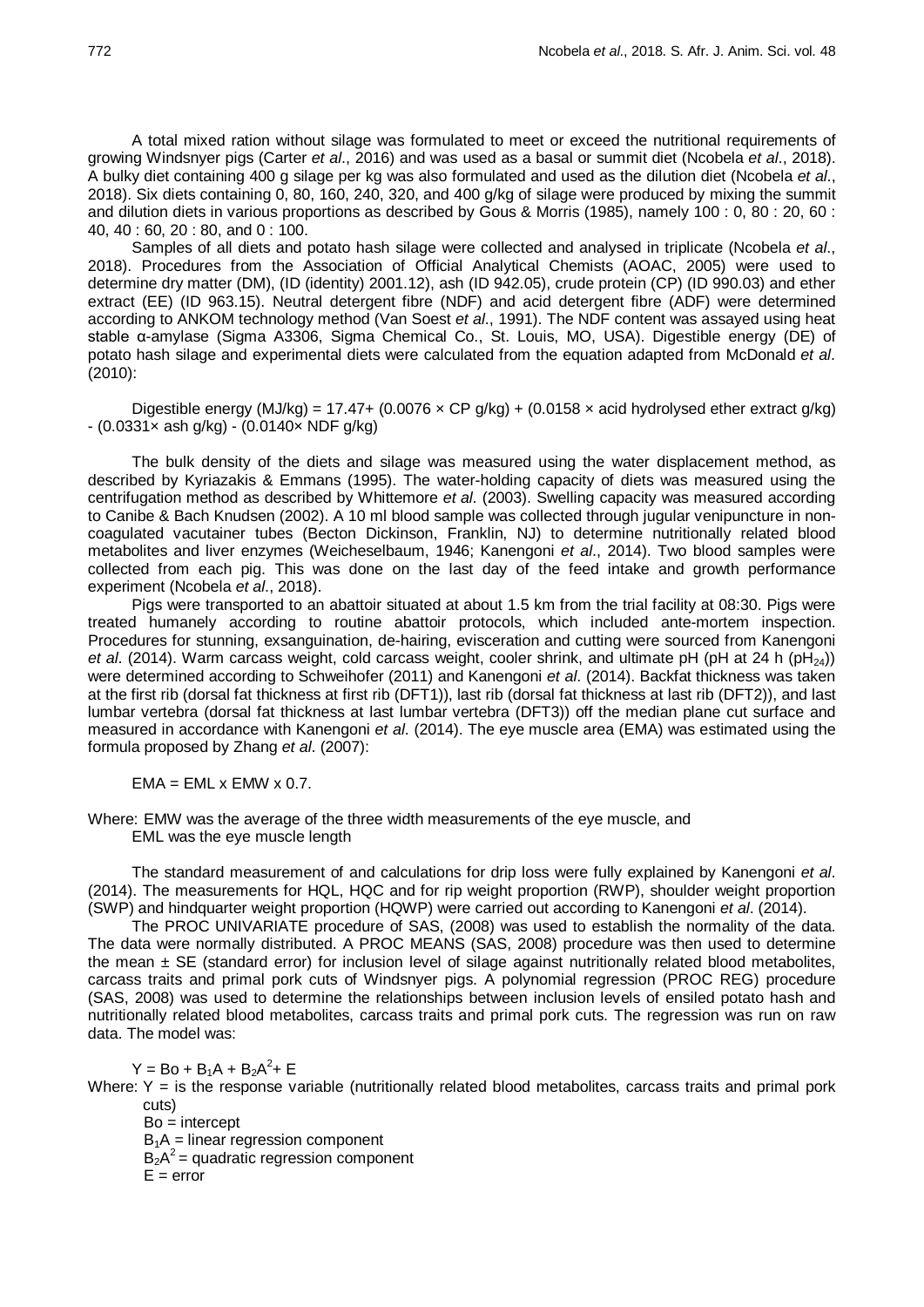A total mixed ration without silage was formulated to meet or exceed the nutritional requirements of growing Windsnyer pigs (Carter *et al*., 2016) and was used as a basal or summit diet (Ncobela *et al*., 2018). A bulky diet containing 400 g silage per kg was also formulated and used as the dilution diet (Ncobela *et al*., 2018). Six diets containing 0, 80, 160, 240, 320, and 400 g/kg of silage were produced by mixing the summit and dilution diets in various proportions as described by Gous & Morris (1985), namely 100 : 0, 80 : 20, 60 : 40, 40 : 60, 20 : 80, and 0 : 100.

Samples of all diets and potato hash silage were collected and analysed in triplicate (Ncobela *et al*., 2018). Procedures from the Association of Official Analytical Chemists (AOAC, 2005) were used to determine dry matter (DM), (ID (identity) 2001.12), ash (ID 942.05), crude protein (CP) (ID 990.03) and ether extract (EE) (ID 963.15). Neutral detergent fibre (NDF) and acid detergent fibre (ADF) were determined according to ANKOM technology method (Van Soest *et al*., 1991). The NDF content was assayed using heat stable α-amylase (Sigma A3306, Sigma Chemical Co., St. Louis, MO, USA). Digestible energy (DE) of potato hash silage and experimental diets were calculated from the equation adapted from McDonald *et al*. (2010):

$$\text{Digestible energy (MJ/kg)} = 17.47 + (0.0076 \times \text{CP g/kg}) + (0.0158 \times \text{acid hydrolysed ether extract g/kg}) - (0.0331 \times \text{ash g/kg}) - (0.0140 \times \text{NDF g/kg})$$

The bulk density of the diets and silage was measured using the water displacement method, as described by Kyriazakis & Emmans (1995). The water-holding capacity of diets was measured using the centrifugation method as described by Whittemore *et al*. (2003). Swelling capacity was measured according to Canibe & Bach Knudsen (2002). A 10 ml blood sample was collected through jugular venipuncture in non-coagulated vacutainer tubes (Becton Dickinson, Franklin, NJ) to determine nutritionally related blood metabolites and liver enzymes (Weicheselbaum, 1946; Kanengoni *et al*., 2014). Two blood samples were collected from each pig. This was done on the last day of the feed intake and growth performance experiment (Ncobela *et al*., 2018).

Pigs were transported to an abattoir situated at about 1.5 km from the trial facility at 08:30. Pigs were treated humanely according to routine abattoir protocols, which included ante-mortem inspection. Procedures for stunning, exsanguination, de-hairing, evisceration and cutting were sourced from Kanengoni *et al*. (2014). Warm carcass weight, cold carcass weight, cooler shrink, and ultimate pH (pH at 24 h ($pH_{24}$)) were determined according to Schweihofer (2011) and Kanengoni *et al*. (2014). Backfat thickness was taken at the first rib (dorsal fat thickness at first rib (DFT1)), last rib (dorsal fat thickness at last rib (DFT2)), and last lumbar vertebra (dorsal fat thickness at last lumbar vertebra (DFT3)) off the median plane cut surface and measured in accordance with Kanengoni *et al*. (2014). The eye muscle area (EMA) was estimated using the formula proposed by Zhang *et al*. (2007):

$$EMA = EML \times EMW \times 0.7.$$

Where: EMW was the average of the three width measurements of the eye muscle, and
EML was the eye muscle length

The standard measurement of and calculations for drip loss were fully explained by Kanengoni *et al*. (2014). The measurements for HQL, HQC and for rip weight proportion (RWP), shoulder weight proportion (SWP) and hindquarter weight proportion (HQWP) were carried out according to Kanengoni *et al*. (2014).

The PROC UNIVARIATE procedure of SAS, (2008) was used to establish the normality of the data. The data were normally distributed. A PROC MEANS (SAS, 2008) procedure was then used to determine the mean ± SE (standard error) for inclusion level of silage against nutritionally related blood metabolites, carcass traits and primal pork cuts of Windsnyer pigs. A polynomial regression (PROC REG) procedure (SAS, 2008) was used to determine the relationships between inclusion levels of ensiled potato hash and nutritionally related blood metabolites, carcass traits and primal pork cuts. The regression was run on raw data. The model was:

$$Y = Bo + B_1A + B_2A^2 + E$$

Where: Y = is the response variable (nutritionally related blood metabolites, carcass traits and primal pork cuts)
Bo = intercept
$B_1A$ = linear regression component
$B_2A^2$ = quadratic regression component
E = error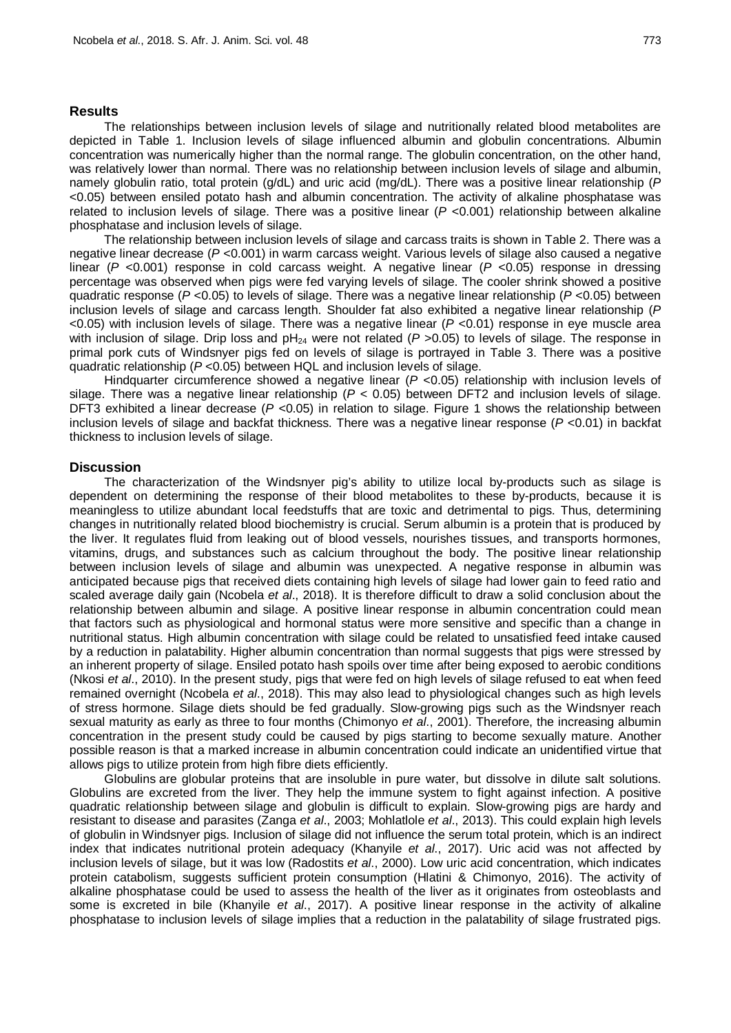## Results

The relationships between inclusion levels of silage and nutritionally related blood metabolites are depicted in Table 1. Inclusion levels of silage influenced albumin and globulin concentrations. Albumin concentration was numerically higher than the normal range. The globulin concentration, on the other hand, was relatively lower than normal. There was no relationship between inclusion levels of silage and albumin, namely globulin ratio, total protein (g/dL) and uric acid (mg/dL). There was a positive linear relationship ($P$ <0.05) between ensiled potato hash and albumin concentration. The activity of alkaline phosphatase was related to inclusion levels of silage. There was a positive linear ($P$ <0.001) relationship between alkaline phosphatase and inclusion levels of silage.

The relationship between inclusion levels of silage and carcass traits is shown in Table 2. There was a negative linear decrease ($P$ <0.001) in warm carcass weight. Various levels of silage also caused a negative linear ($P$ <0.001) response in cold carcass weight. A negative linear ($P$ <0.05) response in dressing percentage was observed when pigs were fed varying levels of silage. The cooler shrink showed a positive quadratic response ($P$ <0.05) to levels of silage. There was a negative linear relationship ($P$ <0.05) between inclusion levels of silage and carcass length. Shoulder fat also exhibited a negative linear relationship ($P$ <0.05) with inclusion levels of silage. There was a negative linear ($P$ <0.01) response in eye muscle area with inclusion of silage. Drip loss and $pH_{24}$ were not related ($P$ >0.05) to levels of silage. The response in primal pork cuts of Windsnyer pigs fed on levels of silage is portrayed in Table 3. There was a positive quadratic relationship ($P$ <0.05) between HQL and inclusion levels of silage.

Hindquarter circumference showed a negative linear ($P$ <0.05) relationship with inclusion levels of silage. There was a negative linear relationship ($P$ < 0.05) between DFT2 and inclusion levels of silage. DFT3 exhibited a linear decrease ($P$ <0.05) in relation to silage. Figure 1 shows the relationship between inclusion levels of silage and backfat thickness. There was a negative linear response ($P$ <0.01) in backfat thickness to inclusion levels of silage.

## Discussion

The characterization of the Windsnyer pig's ability to utilize local by-products such as silage is dependent on determining the response of their blood metabolites to these by-products, because it is meaningless to utilize abundant local feedstuffs that are toxic and detrimental to pigs. Thus, determining changes in nutritionally related blood biochemistry is crucial. Serum albumin is a protein that is produced by the liver. It regulates fluid from leaking out of blood vessels, nourishes tissues, and transports hormones, vitamins, drugs, and substances such as calcium throughout the body. The positive linear relationship between inclusion levels of silage and albumin was unexpected. A negative response in albumin was anticipated because pigs that received diets containing high levels of silage had lower gain to feed ratio and scaled average daily gain (Ncobela *et al*., 2018). It is therefore difficult to draw a solid conclusion about the relationship between albumin and silage. A positive linear response in albumin concentration could mean that factors such as physiological and hormonal status were more sensitive and specific than a change in nutritional status. High albumin concentration with silage could be related to unsatisfied feed intake caused by a reduction in palatability. Higher albumin concentration than normal suggests that pigs were stressed by an inherent property of silage. Ensiled potato hash spoils over time after being exposed to aerobic conditions (Nkosi *et al*., 2010). In the present study, pigs that were fed on high levels of silage refused to eat when feed remained overnight (Ncobela *et al*., 2018). This may also lead to physiological changes such as high levels of stress hormone. Silage diets should be fed gradually. Slow-growing pigs such as the Windsnyer reach sexual maturity as early as three to four months (Chimonyo *et al*., 2001). Therefore, the increasing albumin concentration in the present study could be caused by pigs starting to become sexually mature. Another possible reason is that a marked increase in albumin concentration could indicate an unidentified virtue that allows pigs to utilize protein from high fibre diets efficiently.

Globulins are globular proteins that are insoluble in pure water, but dissolve in dilute salt solutions. Globulins are excreted from the liver. They help the immune system to fight against infection. A positive quadratic relationship between silage and globulin is difficult to explain. Slow-growing pigs are hardy and resistant to disease and parasites (Zanga *et al*., 2003; Mohlatlole *et al*., 2013). This could explain high levels of globulin in Windsnyer pigs. Inclusion of silage did not influence the serum total protein, which is an indirect index that indicates nutritional protein adequacy (Khanyile *et al*., 2017). Uric acid was not affected by inclusion levels of silage, but it was low (Radostits *et al*., 2000). Low uric acid concentration, which indicates protein catabolism, suggests sufficient protein consumption (Hlatini & Chimonyo, 2016). The activity of alkaline phosphatase could be used to assess the health of the liver as it originates from osteoblasts and some is excreted in bile (Khanyile *et al*., 2017). A positive linear response in the activity of alkaline phosphatase to inclusion levels of silage implies that a reduction in the palatability of silage frustrated pigs.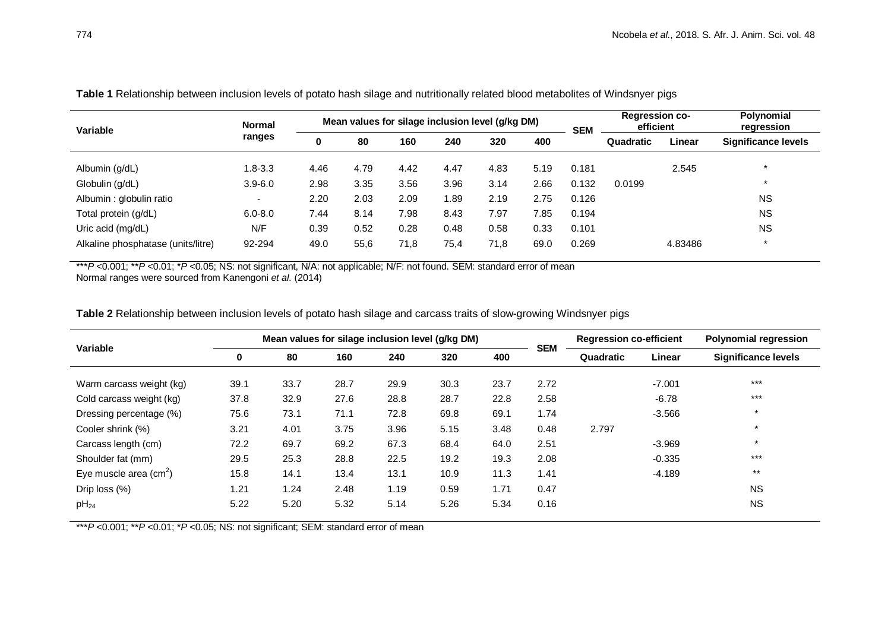**Table 1** Relationship between inclusion levels of potato hash silage and nutritionally related blood metabolites of Windsnyer pigs

| Variable | Normal ranges | Mean values for silage inclusion level (g/kg DM) | | | | | | SEM | Regression co-efficient | | Polynomial regression |
|---|---|---|---|---|---|---|---|---|---|---|---|
| | | 0 | 80 | 160 | 240 | 320 | 400 | | Quadratic | Linear | Significance levels |
| Albumin (g/dL) | 1.8-3.3 | 4.46 | 4.79 | 4.42 | 4.47 | 4.83 | 5.19 | 0.181 | | 2.545 | * |
| Globulin (g/dL) | 3.9-6.0 | 2.98 | 3.35 | 3.56 | 3.96 | 3.14 | 2.66 | 0.132 | 0.0199 | | * |
| Albumin : globulin ratio | - | 2.20 | 2.03 | 2.09 | 1.89 | 2.19 | 2.75 | 0.126 | | | NS |
| Total protein (g/dL) | 6.0-8.0 | 7.44 | 8.14 | 7.98 | 8.43 | 7.97 | 7.85 | 0.194 | | | NS |
| Uric acid (mg/dL) | N/F | 0.39 | 0.52 | 0.28 | 0.48 | 0.58 | 0.33 | 0.101 | | | NS |
| Alkaline phosphatase (units/litre) | 92-294 | 49.0 | 55,6 | 71,8 | 75,4 | 71,8 | 69.0 | 0.269 | | 4.83486 | * |

****P* <0.001; ***P* <0.01; **P* <0.05; NS: not significant, N/A: not applicable; N/F: not found. SEM: standard error of mean
Normal ranges were sourced from Kanengoni *et al.* (2014)

**Table 2** Relationship between inclusion levels of potato hash silage and carcass traits of slow-growing Windsnyer pigs

| Variable | Mean values for silage inclusion level (g/kg DM) | | | | | | SEM | Regression co-efficient | | Polynomial regression |
|---|---|---|---|---|---|---|---|---|---|---|
| | 0 | 80 | 160 | 240 | 320 | 400 | | Quadratic | Linear | Significance levels |
| Warm carcass weight (kg) | 39.1 | 33.7 | 28.7 | 29.9 | 30.3 | 23.7 | 2.72 | | -7.001 | *** |
| Cold carcass weight (kg) | 37.8 | 32.9 | 27.6 | 28.8 | 28.7 | 22.8 | 2.58 | | -6.78 | *** |
| Dressing percentage (%) | 75.6 | 73.1 | 71.1 | 72.8 | 69.8 | 69.1 | 1.74 | | -3.566 | * |
| Cooler shrink (%) | 3.21 | 4.01 | 3.75 | 3.96 | 5.15 | 3.48 | 0.48 | 2.797 | | * |
| Carcass length (cm) | 72.2 | 69.7 | 69.2 | 67.3 | 68.4 | 64.0 | 2.51 | | -3.969 | * |
| Shoulder fat (mm) | 29.5 | 25.3 | 28.8 | 22.5 | 19.2 | 19.3 | 2.08 | | -0.335 | *** |
| Eye muscle area ($cm^2$) | 15.8 | 14.1 | 13.4 | 13.1 | 10.9 | 11.3 | 1.41 | | -4.189 | ** |
| Drip loss (%) | 1.21 | 1.24 | 2.48 | 1.19 | 0.59 | 1.71 | 0.47 | | | NS |
| $pH_{24}$ | 5.22 | 5.20 | 5.32 | 5.14 | 5.26 | 5.34 | 0.16 | | | NS |

****P* <0.001; ***P* <0.01; **P* <0.05; NS: not significant; SEM: standard error of mean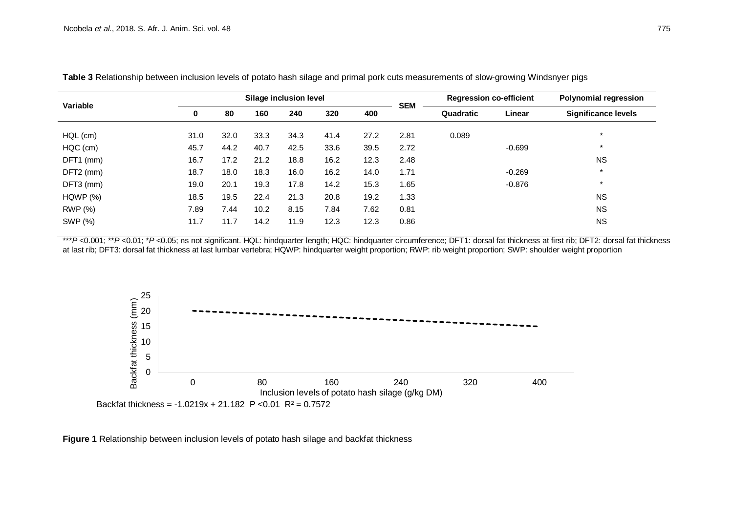**Table 3** Relationship between inclusion levels of potato hash silage and primal pork cuts measurements of slow-growing Windsnyer pigs

| Variable | Silage inclusion level | | | | | | SEM | Regression co-efficient | | Polynomial regression |
|---|---|---|---|---|---|---|---|---|---|---|
| | 0 | 80 | 160 | 240 | 320 | 400 | | Quadratic | Linear | Significance levels |
| HQL (cm) | 31.0 | 32.0 | 33.3 | 34.3 | 41.4 | 27.2 | 2.81 | 0.089 | | * |
| HQC (cm) | 45.7 | 44.2 | 40.7 | 42.5 | 33.6 | 39.5 | 2.72 | | -0.699 | * |
| DFT1 (mm) | 16.7 | 17.2 | 21.2 | 18.8 | 16.2 | 12.3 | 2.48 | | | NS |
| DFT2 (mm) | 18.7 | 18.0 | 18.3 | 16.0 | 16.2 | 14.0 | 1.71 | | -0.269 | * |
| DFT3 (mm) | 19.0 | 20.1 | 19.3 | 17.8 | 14.2 | 15.3 | 1.65 | | -0.876 | * |
| HQWP (%) | 18.5 | 19.5 | 22.4 | 21.3 | 20.8 | 19.2 | 1.33 | | | NS |
| RWP (%) | 7.89 | 7.44 | 10.2 | 8.15 | 7.84 | 7.62 | 0.81 | | | NS |
| SWP (%) | 11.7 | 11.7 | 14.2 | 11.9 | 12.3 | 12.3 | 0.86 | | | NS |

***$P$ <0.001; **$P$ <0.01; *$P$ <0.05; ns not significant. HQL: hindquarter length; HQC: hindquarter circumference; DFT1: dorsal fat thickness at first rib; DFT2: dorsal fat thickness at last rib; DFT3: dorsal fat thickness at last lumbar vertebra; HQWP: hindquarter weight proportion; RWP: rib weight proportion; SWP: shoulder weight proportion

Backfat thickness = -1.0219x + 21.182 $P$ <0.01 $R^2$ = 0.7572

**Figure 1** Relationship between inclusion levels of potato hash silage and backfat thickness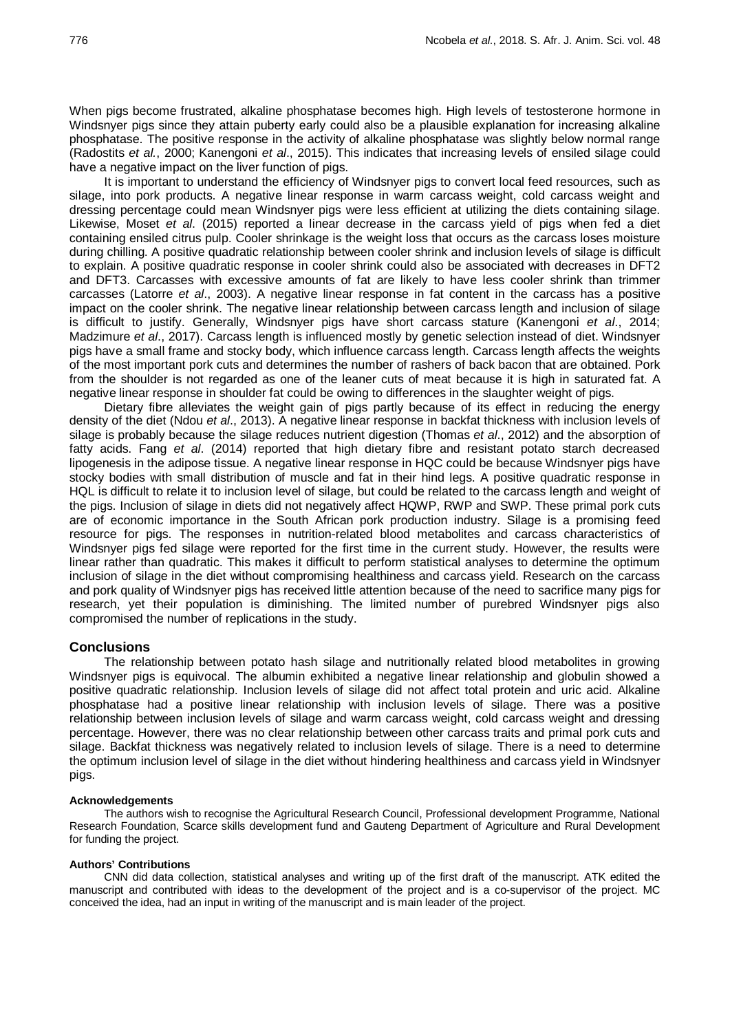When pigs become frustrated, alkaline phosphatase becomes high. High levels of testosterone hormone in Windsnyer pigs since they attain puberty early could also be a plausible explanation for increasing alkaline phosphatase. The positive response in the activity of alkaline phosphatase was slightly below normal range (Radostits *et al.*, 2000; Kanengoni *et al*., 2015). This indicates that increasing levels of ensiled silage could have a negative impact on the liver function of pigs.

It is important to understand the efficiency of Windsnyer pigs to convert local feed resources, such as silage, into pork products. A negative linear response in warm carcass weight, cold carcass weight and dressing percentage could mean Windsnyer pigs were less efficient at utilizing the diets containing silage. Likewise, Moset *et al*. (2015) reported a linear decrease in the carcass yield of pigs when fed a diet containing ensiled citrus pulp. Cooler shrinkage is the weight loss that occurs as the carcass loses moisture during chilling. A positive quadratic relationship between cooler shrink and inclusion levels of silage is difficult to explain. A positive quadratic response in cooler shrink could also be associated with decreases in DFT2 and DFT3. Carcasses with excessive amounts of fat are likely to have less cooler shrink than trimmer carcasses (Latorre *et al*., 2003). A negative linear response in fat content in the carcass has a positive impact on the cooler shrink. The negative linear relationship between carcass length and inclusion of silage is difficult to justify. Generally, Windsnyer pigs have short carcass stature (Kanengoni *et al*., 2014; Madzimure *et al*., 2017). Carcass length is influenced mostly by genetic selection instead of diet. Windsnyer pigs have a small frame and stocky body, which influence carcass length. Carcass length affects the weights of the most important pork cuts and determines the number of rashers of back bacon that are obtained. Pork from the shoulder is not regarded as one of the leaner cuts of meat because it is high in saturated fat. A negative linear response in shoulder fat could be owing to differences in the slaughter weight of pigs.

Dietary fibre alleviates the weight gain of pigs partly because of its effect in reducing the energy density of the diet (Ndou *et al*., 2013). A negative linear response in backfat thickness with inclusion levels of silage is probably because the silage reduces nutrient digestion (Thomas *et al*., 2012) and the absorption of fatty acids. Fang *et al*. (2014) reported that high dietary fibre and resistant potato starch decreased lipogenesis in the adipose tissue. A negative linear response in HQC could be because Windsnyer pigs have stocky bodies with small distribution of muscle and fat in their hind legs. A positive quadratic response in HQL is difficult to relate it to inclusion level of silage, but could be related to the carcass length and weight of the pigs. Inclusion of silage in diets did not negatively affect HQWP, RWP and SWP. These primal pork cuts are of economic importance in the South African pork production industry. Silage is a promising feed resource for pigs. The responses in nutrition-related blood metabolites and carcass characteristics of Windsnyer pigs fed silage were reported for the first time in the current study. However, the results were linear rather than quadratic. This makes it difficult to perform statistical analyses to determine the optimum inclusion of silage in the diet without compromising healthiness and carcass yield. Research on the carcass and pork quality of Windsnyer pigs has received little attention because of the need to sacrifice many pigs for research, yet their population is diminishing. The limited number of purebred Windsnyer pigs also compromised the number of replications in the study.

## Conclusions

The relationship between potato hash silage and nutritionally related blood metabolites in growing Windsnyer pigs is equivocal. The albumin exhibited a negative linear relationship and globulin showed a positive quadratic relationship. Inclusion levels of silage did not affect total protein and uric acid. Alkaline phosphatase had a positive linear relationship with inclusion levels of silage. There was a positive relationship between inclusion levels of silage and warm carcass weight, cold carcass weight and dressing percentage. However, there was no clear relationship between other carcass traits and primal pork cuts and silage. Backfat thickness was negatively related to inclusion levels of silage. There is a need to determine the optimum inclusion level of silage in the diet without hindering healthiness and carcass yield in Windsnyer pigs.

#### Acknowledgements

The authors wish to recognise the Agricultural Research Council, Professional development Programme, National Research Foundation, Scarce skills development fund and Gauteng Department of Agriculture and Rural Development for funding the project.

#### Authors' Contributions

CNN did data collection, statistical analyses and writing up of the first draft of the manuscript. ATK edited the manuscript and contributed with ideas to the development of the project and is a co-supervisor of the project. MC conceived the idea, had an input in writing of the manuscript and is main leader of the project.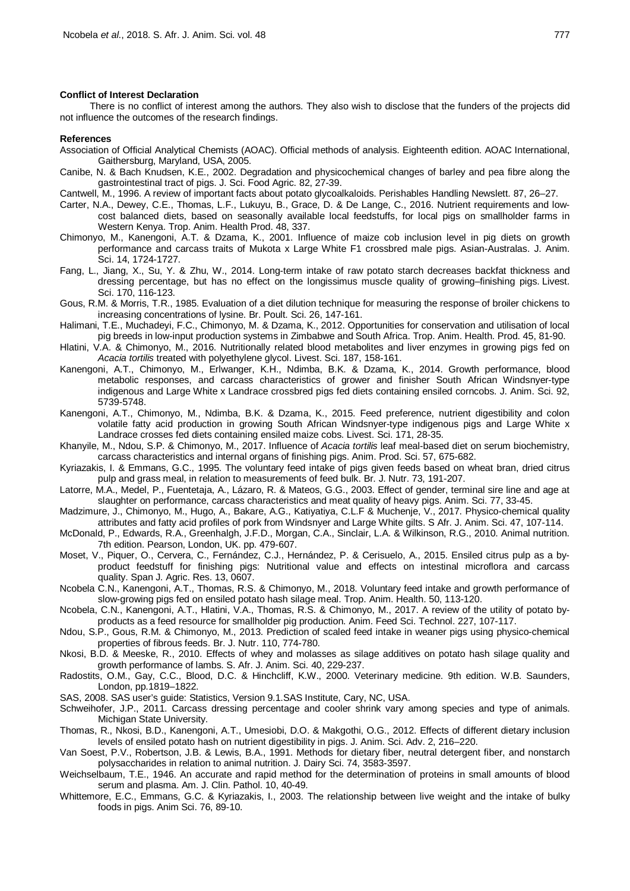**Conflict of Interest Declaration**

There is no conflict of interest among the authors. They also wish to disclose that the funders of the projects did not influence the outcomes of the research findings.

**References**

Association of Official Analytical Chemists (AOAC). Official methods of analysis. Eighteenth edition. AOAC International, Gaithersburg, Maryland, USA, 2005.

Canibe, N. & Bach Knudsen, K.E., 2002. Degradation and physicochemical changes of barley and pea fibre along the gastrointestinal tract of pigs. J. Sci. Food Agric. 82, 27-39.

Cantwell, M., 1996. A review of important facts about potato glycoalkaloids. Perishables Handling Newslett. 87, 26–27.

Carter, N.A., Dewey, C.E., Thomas, L.F., Lukuyu, B., Grace, D. & De Lange, C., 2016. Nutrient requirements and low-cost balanced diets, based on seasonally available local feedstuffs, for local pigs on smallholder farms in Western Kenya. Trop. Anim. Health Prod. 48, 337.

Chimonyo, M., Kanengoni, A.T. & Dzama, K., 2001. Influence of maize cob inclusion level in pig diets on growth performance and carcass traits of Mukota x Large White F1 crossbred male pigs. Asian-Australas. J. Anim. Sci. 14, 1724-1727.

Fang, L., Jiang, X., Su, Y. & Zhu, W., 2014. Long-term intake of raw potato starch decreases backfat thickness and dressing percentage, but has no effect on the longissimus muscle quality of growing–finishing pigs. Livest. Sci. 170, 116-123.

Gous, R.M. & Morris, T.R., 1985. Evaluation of a diet dilution technique for measuring the response of broiler chickens to increasing concentrations of lysine. Br. Poult. Sci. 26, 147-161.

Halimani, T.E., Muchadeyi, F.C., Chimonyo, M. & Dzama, K., 2012. Opportunities for conservation and utilisation of local pig breeds in low-input production systems in Zimbabwe and South Africa. Trop. Anim. Health. Prod. 45, 81-90.

Hlatini, V.A. & Chimonyo, M., 2016. Nutritionally related blood metabolites and liver enzymes in growing pigs fed on *Acacia tortilis* treated with polyethylene glycol. Livest. Sci. 187, 158-161.

Kanengoni, A.T., Chimonyo, M., Erlwanger, K.H., Ndimba, B.K. & Dzama, K., 2014. Growth performance, blood metabolic responses, and carcass characteristics of grower and finisher South African Windsnyer-type indigenous and Large White x Landrace crossbred pigs fed diets containing ensiled corncobs. J. Anim. Sci. 92, 5739-5748.

Kanengoni, A.T., Chimonyo, M., Ndimba, B.K. & Dzama, K., 2015. Feed preference, nutrient digestibility and colon volatile fatty acid production in growing South African Windsnyer-type indigenous pigs and Large White x Landrace crosses fed diets containing ensiled maize cobs. Livest. Sci. 171, 28-35.

Khanyile, M., Ndou, S.P. & Chimonyo, M., 2017. Influence of *Acacia tortilis* leaf meal-based diet on serum biochemistry, carcass characteristics and internal organs of finishing pigs. Anim. Prod. Sci. 57, 675-682.

Kyriazakis, I. & Emmans, G.C., 1995. The voluntary feed intake of pigs given feeds based on wheat bran, dried citrus pulp and grass meal, in relation to measurements of feed bulk. Br. J. Nutr. 73, 191-207.

Latorre, M.A., Medel, P., Fuentetaja, A., Lázaro, R. & Mateos, G.G., 2003. Effect of gender, terminal sire line and age at slaughter on performance, carcass characteristics and meat quality of heavy pigs. Anim. Sci. 77, 33-45.

Madzimure, J., Chimonyo, M., Hugo, A., Bakare, A.G., Katiyatiya, C.L.F & Muchenje, V., 2017. Physico-chemical quality attributes and fatty acid profiles of pork from Windsnyer and Large White gilts. S Afr. J. Anim. Sci. 47, 107-114.

McDonald, P., Edwards, R.A., Greenhalgh, J.F.D., Morgan, C.A., Sinclair, L.A. & Wilkinson, R.G., 2010. Animal nutrition. 7th edition. Pearson, London, UK. pp. 479-607.

Moset, V., Piquer, O., Cervera, C., Fernández, C.J., Hernández, P. & Cerisuelo, A., 2015. Ensiled citrus pulp as a by-product feedstuff for finishing pigs: Nutritional value and effects on intestinal microflora and carcass quality. Span J. Agric. Res. 13, 0607.

Ncobela C.N., Kanengoni, A.T., Thomas, R.S. & Chimonyo, M., 2018. Voluntary feed intake and growth performance of slow-growing pigs fed on ensiled potato hash silage meal. Trop. Anim. Health. 50, 113-120.

Ncobela, C.N., Kanengoni, A.T., Hlatini, V.A., Thomas, R.S. & Chimonyo, M., 2017. A review of the utility of potato by-products as a feed resource for smallholder pig production. Anim. Feed Sci. Technol. 227, 107-117.

Ndou, S.P., Gous, R.M. & Chimonyo, M., 2013. Prediction of scaled feed intake in weaner pigs using physico-chemical properties of fibrous feeds. Br. J. Nutr. 110, 774-780.

Nkosi, B.D. & Meeske, R., 2010. Effects of whey and molasses as silage additives on potato hash silage quality and growth performance of lambs. S. Afr. J. Anim. Sci. 40, 229-237.

Radostits, O.M., Gay, C.C., Blood, D.C. & Hinchcliff, K.W., 2000. Veterinary medicine. 9th edition. W.B. Saunders, London, pp.1819–1822.

SAS, 2008. SAS user's guide: Statistics, Version 9.1.SAS Institute, Cary, NC, USA.

Schweihofer, J.P., 2011. Carcass dressing percentage and cooler shrink vary among species and type of animals. Michigan State University.

Thomas, R., Nkosi, B.D., Kanengoni, A.T., Umesiobi, D.O. & Makgothi, O.G., 2012. Effects of different dietary inclusion levels of ensiled potato hash on nutrient digestibility in pigs. J. Anim. Sci. Adv. 2, 216–220.

Van Soest, P.V., Robertson, J.B. & Lewis, B.A., 1991. Methods for dietary fiber, neutral detergent fiber, and nonstarch polysaccharides in relation to animal nutrition. J. Dairy Sci. 74, 3583-3597.

Weichselbaum, T.E., 1946. An accurate and rapid method for the determination of proteins in small amounts of blood serum and plasma. Am. J. Clin. Pathol. 10, 40-49.

Whittemore, E.C., Emmans, G.C. & Kyriazakis, I., 2003. The relationship between live weight and the intake of bulky foods in pigs. Anim Sci. 76, 89-10.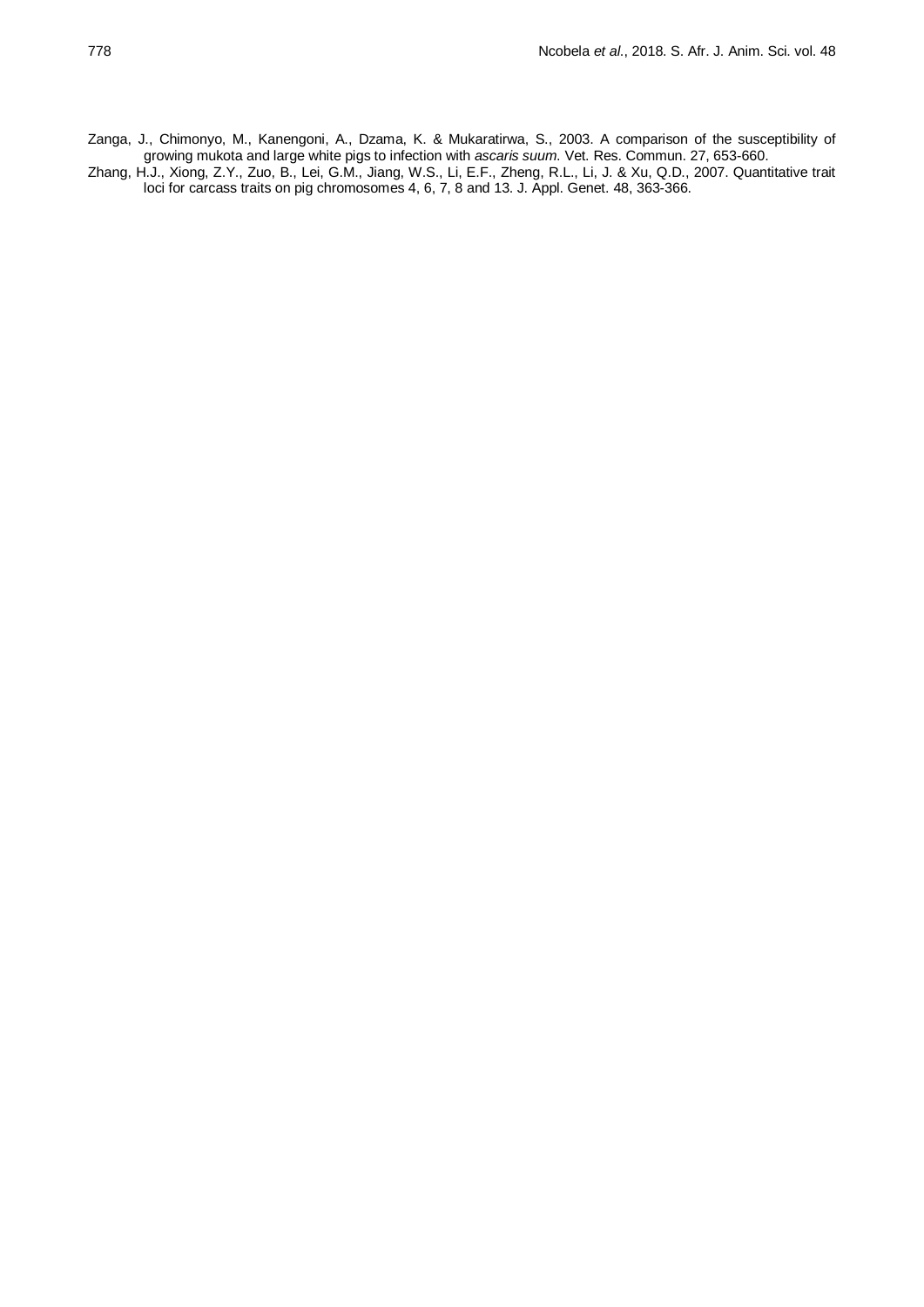Zanga, J., Chimonyo, M., Kanengoni, A., Dzama, K. & Mukaratirwa, S., 2003. A comparison of the susceptibility of growing mukota and large white pigs to infection with *ascaris suum.* Vet. Res. Commun. 27, 653-660.

Zhang, H.J., Xiong, Z.Y., Zuo, B., Lei, G.M., Jiang, W.S., Li, E.F., Zheng, R.L., Li, J. & Xu, Q.D., 2007. Quantitative trait loci for carcass traits on pig chromosomes 4, 6, 7, 8 and 13. J. Appl. Genet. 48, 363-366.